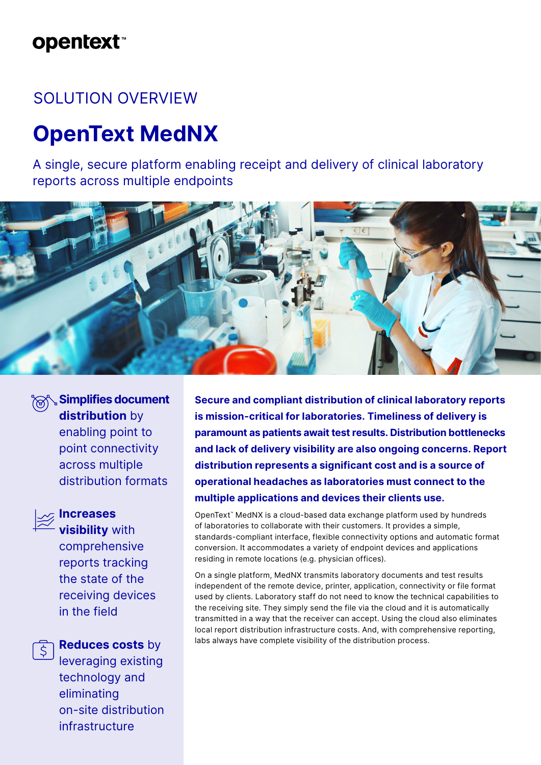opentext™

SOLUTION OVERVIEW

# OpenText MedNX

A single, secure platform enabling receipt and delivery of clinical laboratory reports across multiple endpoints

**Simplifies document distribution** by enabling point to point connectivity across multiple distribution formats

**Increases visibility** with comprehensive reports tracking the state of the receiving devices in the field

**Reduces costs** by leveraging existing technology and eliminating on-site distribution infrastructure

**Secure and compliant distribution of clinical laboratory reports is mission-critical for laboratories. Timeliness of delivery is paramount as patients await test results. Distribution bottlenecks and lack of delivery visibility are also ongoing concerns. Report distribution represents a significant cost and is a source of operational headaches as laboratories must connect to the multiple applications and devices their clients use.**

OpenText™ MedNX is a cloud-based data exchange platform used by hundreds of laboratories to collaborate with their customers. It provides a simple, standards-compliant interface, flexible connectivity options and automatic format conversion. It accommodates a variety of endpoint devices and applications residing in remote locations (e.g. physician offices).

On a single platform, MedNX transmits laboratory documents and test results independent of the remote device, printer, application, connectivity or file format used by clients. Laboratory staff do not need to know the technical capabilities to the receiving site. They simply send the file via the cloud and it is automatically transmitted in a way that the receiver can accept. Using the cloud also eliminates local report distribution infrastructure costs. And, with comprehensive reporting, labs always have complete visibility of the distribution process.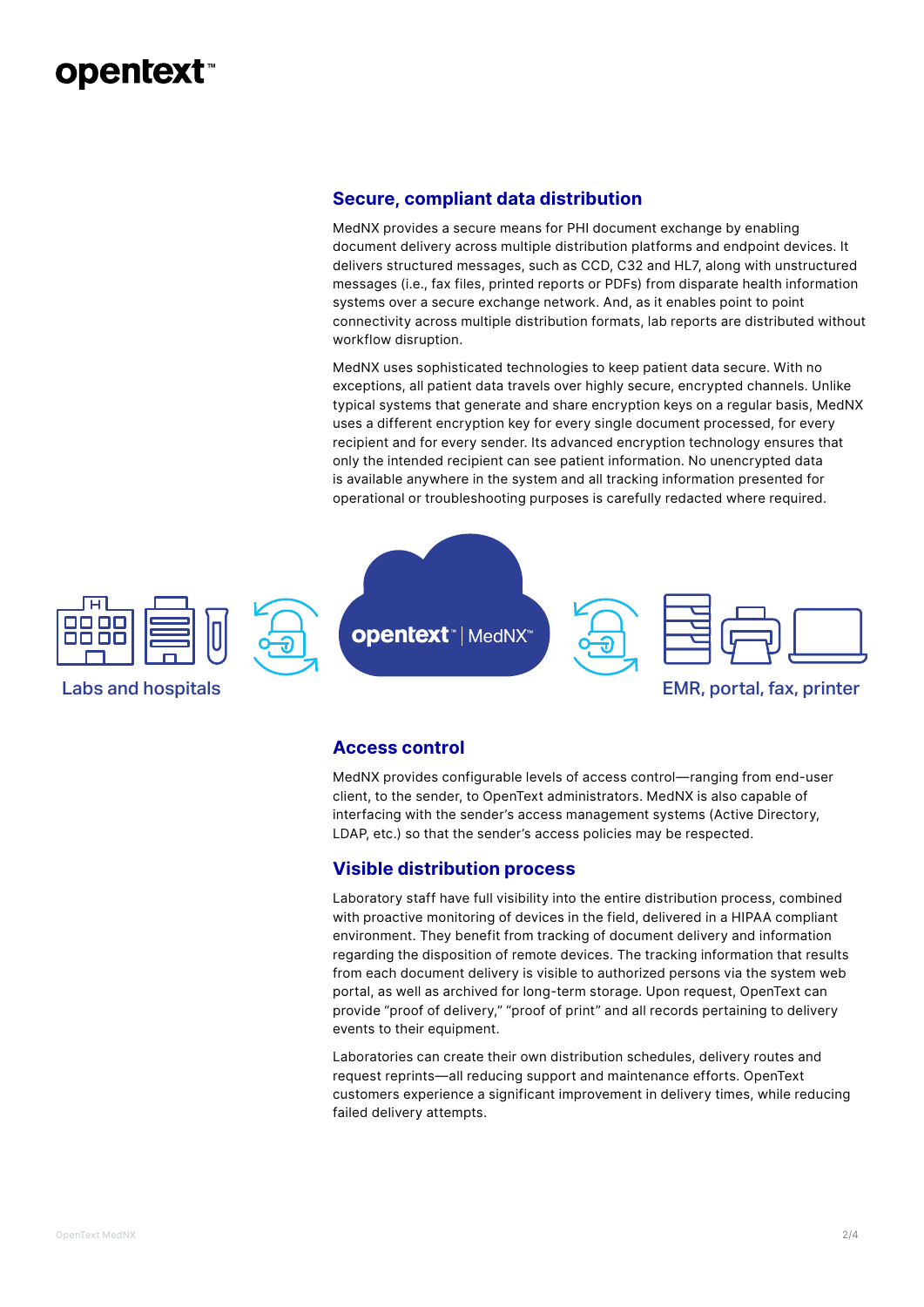## Secure, compliant data distribution

MedNX provides a secure means for PHI document exchange by enabling document delivery across multiple distribution platforms and endpoint devices. It delivers structured messages, such as CCD, C32 and HL7, along with unstructured messages (i.e., fax files, printed reports or PDFs) from disparate health information systems over a secure exchange network. And, as it enables point to point connectivity across multiple distribution formats, lab reports are distributed without workflow disruption.

MedNX uses sophisticated technologies to keep patient data secure. With no exceptions, all patient data travels over highly secure, encrypted channels. Unlike typical systems that generate and share encryption keys on a regular basis, MedNX uses a different encryption key for every single document processed, for every recipient and for every sender. Its advanced encryption technology ensures that only the intended recipient can see patient information. No unencrypted data is available anywhere in the system and all tracking information presented for operational or troubleshooting purposes is carefully redacted where required.

Labs and hospitals — opentext | MedNX — EMR, portal, fax, printer

## Access control

MedNX provides configurable levels of access control—ranging from end-user client, to the sender, to OpenText administrators. MedNX is also capable of interfacing with the sender's access management systems (Active Directory, LDAP, etc.) so that the sender's access policies may be respected.

## Visible distribution process

Laboratory staff have full visibility into the entire distribution process, combined with proactive monitoring of devices in the field, delivered in a HIPAA compliant environment. They benefit from tracking of document delivery and information regarding the disposition of remote devices. The tracking information that results from each document delivery is visible to authorized persons via the system web portal, as well as archived for long-term storage. Upon request, OpenText can provide "proof of delivery," "proof of print" and all records pertaining to delivery events to their equipment.

Laboratories can create their own distribution schedules, delivery routes and request reprints—all reducing support and maintenance efforts. OpenText customers experience a significant improvement in delivery times, while reducing failed delivery attempts.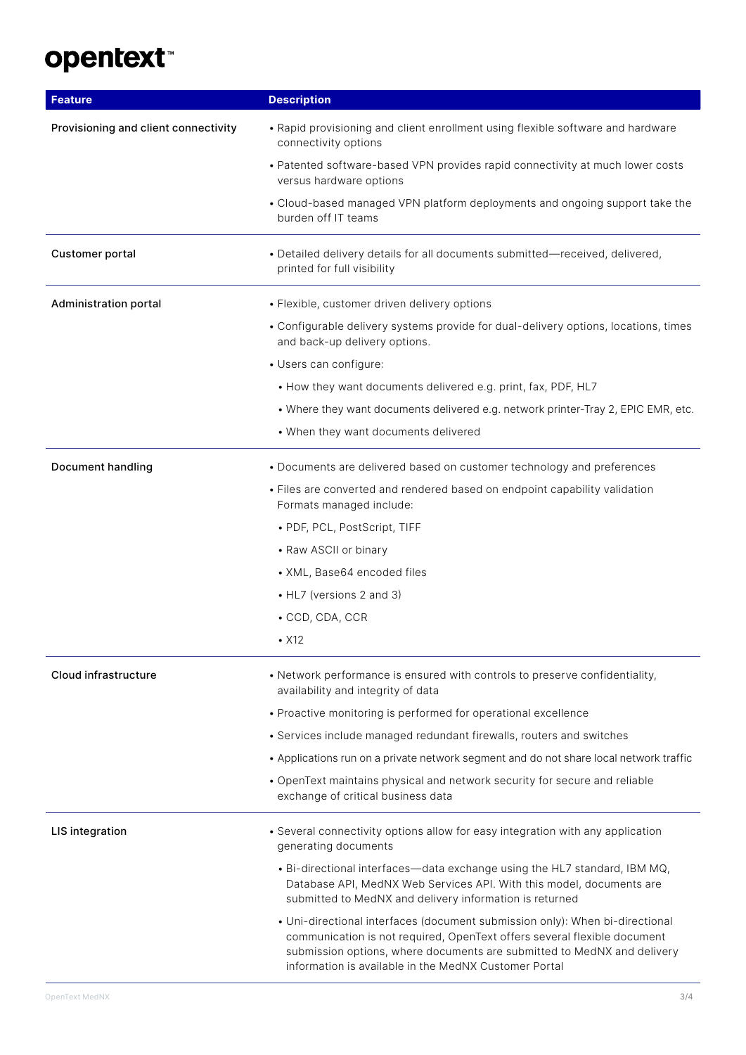| Feature | Description |
|---|---|
| Provisioning and client connectivity | • Rapid provisioning and client enrollment using flexible software and hardware connectivity options<br>• Patented software-based VPN provides rapid connectivity at much lower costs versus hardware options<br>• Cloud-based managed VPN platform deployments and ongoing support take the burden off IT teams |
| Customer portal | • Detailed delivery details for all documents submitted—received, delivered, printed for full visibility |
| Administration portal | • Flexible, customer driven delivery options<br>• Configurable delivery systems provide for dual-delivery options, locations, times and back-up delivery options.<br>• Users can configure:<br>  • How they want documents delivered e.g. print, fax, PDF, HL7<br>  • Where they want documents delivered e.g. network printer-Tray 2, EPIC EMR, etc.<br>  • When they want documents delivered |
| Document handling | • Documents are delivered based on customer technology and preferences<br>• Files are converted and rendered based on endpoint capability validation Formats managed include:<br>  • PDF, PCL, PostScript, TIFF<br>  • Raw ASCII or binary<br>  • XML, Base64 encoded files<br>  • HL7 (versions 2 and 3)<br>  • CCD, CDA, CCR<br>  • X12 |
| Cloud infrastructure | • Network performance is ensured with controls to preserve confidentiality, availability and integrity of data<br>• Proactive monitoring is performed for operational excellence<br>• Services include managed redundant firewalls, routers and switches<br>• Applications run on a private network segment and do not share local network traffic<br>• OpenText maintains physical and network security for secure and reliable exchange of critical business data |
| LIS integration | • Several connectivity options allow for easy integration with any application generating documents<br>  • Bi-directional interfaces—data exchange using the HL7 standard, IBM MQ, Database API, MedNX Web Services API. With this model, documents are submitted to MedNX and delivery information is returned<br>  • Uni-directional interfaces (document submission only): When bi-directional communication is not required, OpenText offers several flexible document submission options, where documents are submitted to MedNX and delivery information is available in the MedNX Customer Portal |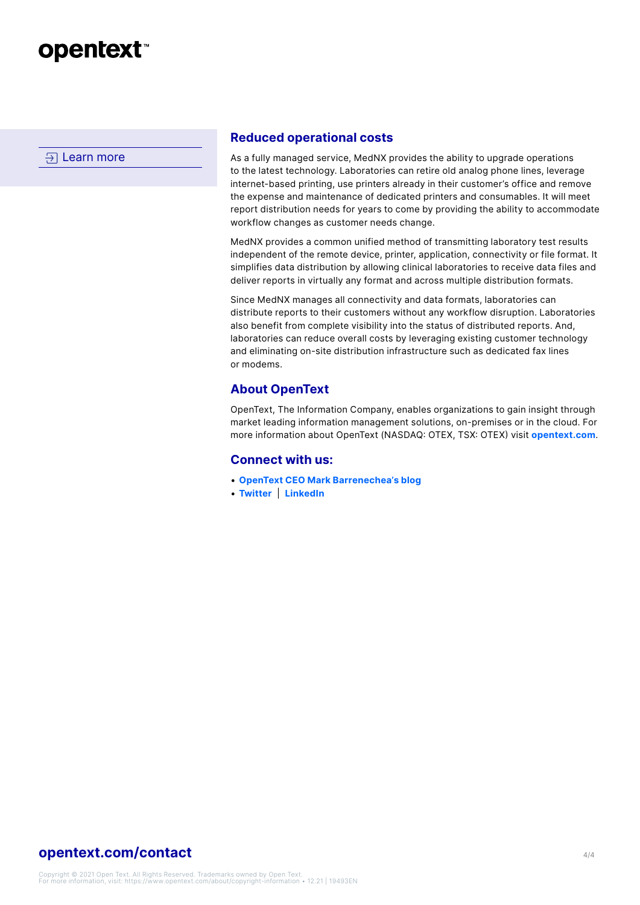Learn more

## Reduced operational costs

As a fully managed service, MedNX provides the ability to upgrade operations to the latest technology. Laboratories can retire old analog phone lines, leverage internet-based printing, use printers already in their customer's office and remove the expense and maintenance of dedicated printers and consumables. It will meet report distribution needs for years to come by providing the ability to accommodate workflow changes as customer needs change.

MedNX provides a common unified method of transmitting laboratory test results independent of the remote device, printer, application, connectivity or file format. It simplifies data distribution by allowing clinical laboratories to receive data files and deliver reports in virtually any format and across multiple distribution formats.

Since MedNX manages all connectivity and data formats, laboratories can distribute reports to their customers without any workflow disruption. Laboratories also benefit from complete visibility into the status of distributed reports. And, laboratories can reduce overall costs by leveraging existing customer technology and eliminating on-site distribution infrastructure such as dedicated fax lines or modems.

## About OpenText

OpenText, The Information Company, enables organizations to gain insight through market leading information management solutions, on-premises or in the cloud. For more information about OpenText (NASDAQ: OTEX, TSX: OTEX) visit **opentext.com**.

## Connect with us:

- **OpenText CEO Mark Barrenechea's blog**
- **Twitter** | **LinkedIn**

**opentext.com/contact**

Copyright © 2021 Open Text. All Rights Reserved. Trademarks owned by Open Text.
For more information, visit: https://www.opentext.com/about/copyright-information • 12.21 | 19493EN